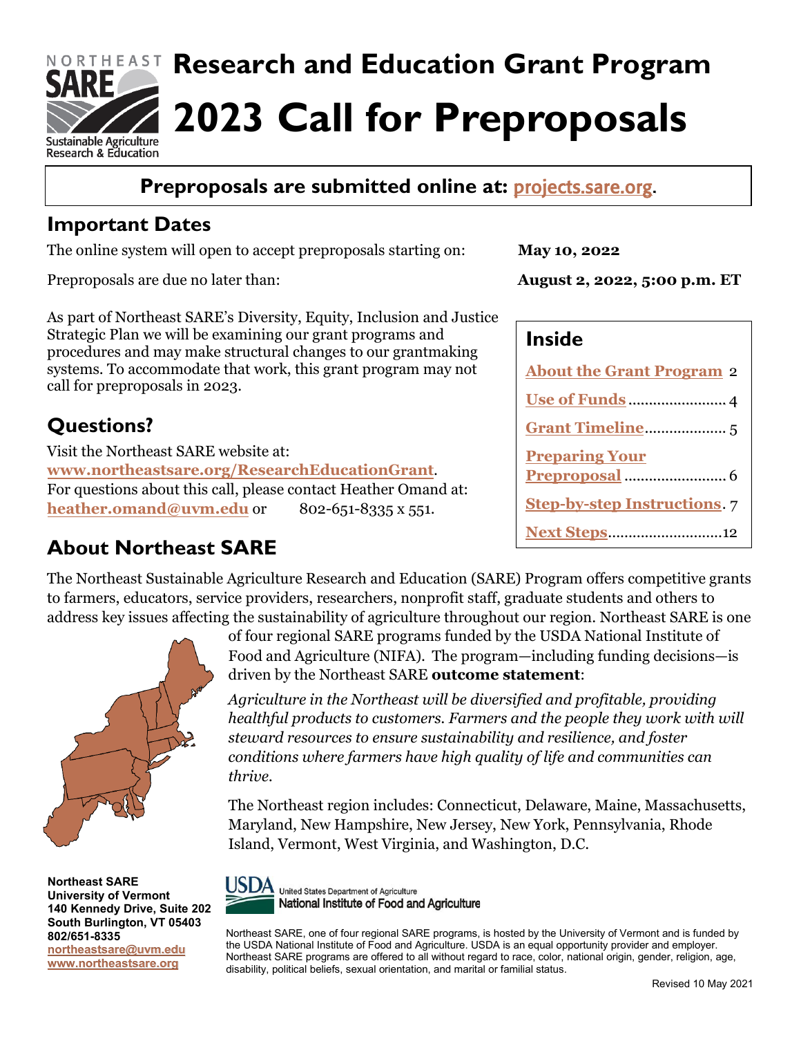# Research and Education Grant Program

# 2023 Call for Preproposals

**Preproposals are submitted online at: projects.sare.org.**

## Important Dates

The online system will open to accept preproposals starting on: **May 10, 2022**

Preproposals are due no later than: **August 2, 2022, 5:00 p.m. ET**

As part of Northeast SARE's Diversity, Equity, Inclusion and Justice Strategic Plan we will be examining our grant programs and procedures and may make structural changes to our grantmaking systems. To accommodate that work, this grant program may not call for preproposals in 2023.

## Inside

- About the Grant Program 2
- Use of Funds 4
- Grant Timeline 5
- Preparing Your Preproposal 6
- Step-by-step Instructions 7
- Next Steps 12

## Questions?

Visit the Northeast SARE website at: **www.northeastsare.org/ResearchEducationGrant**.

For questions about this call, please contact Heather Omand at: **heather.omand@uvm.edu** or 802-651-8335 x 551.

## About Northeast SARE

The Northeast Sustainable Agriculture Research and Education (SARE) Program offers competitive grants to farmers, educators, service providers, researchers, nonprofit staff, graduate students and others to address key issues affecting the sustainability of agriculture throughout our region. Northeast SARE is one of four regional SARE programs funded by the USDA National Institute of Food and Agriculture (NIFA). The program—including funding decisions—is driven by the Northeast SARE **outcome statement**:

*Agriculture in the Northeast will be diversified and profitable, providing healthful products to customers. Farmers and the people they work with will steward resources to ensure sustainability and resilience, and foster conditions where farmers have high quality of life and communities can thrive.*

The Northeast region includes: Connecticut, Delaware, Maine, Massachusetts, Maryland, New Hampshire, New Jersey, New York, Pennsylvania, Rhode Island, Vermont, West Virginia, and Washington, D.C.

**Northeast SARE**
**University of Vermont**
**140 Kennedy Drive, Suite 202**
**South Burlington, VT 05403**
**802/651-8335**
**northeastsare@uvm.edu**
**www.northeastsare.org**

Northeast SARE, one of four regional SARE programs, is hosted by the University of Vermont and is funded by the USDA National Institute of Food and Agriculture. USDA is an equal opportunity provider and employer. Northeast SARE programs are offered to all without regard to race, color, national origin, gender, religion, age, disability, political beliefs, sexual orientation, and marital or familial status.

Revised 10 May 2021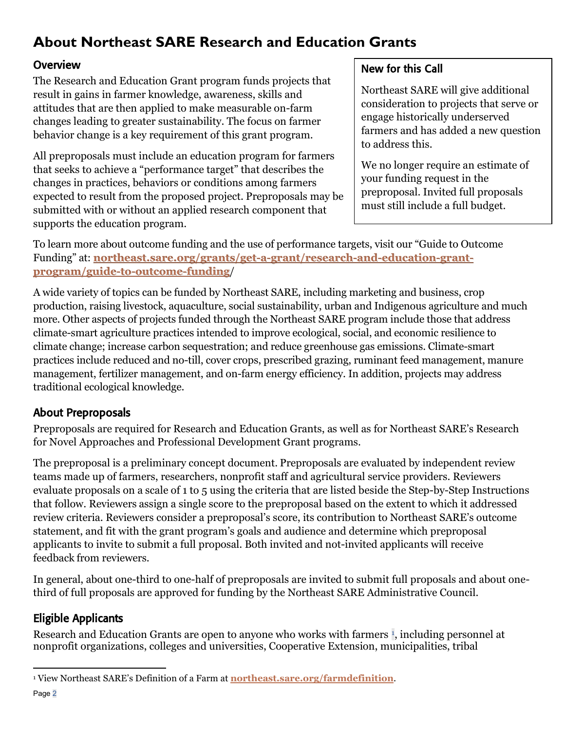# About Northeast SARE Research and Education Grants

## Overview

The Research and Education Grant program funds projects that result in gains in farmer knowledge, awareness, skills and attitudes that are then applied to make measurable on-farm changes leading to greater sustainability. The focus on farmer behavior change is a key requirement of this grant program.

All preproposals must include an education program for farmers that seeks to achieve a "performance target" that describes the changes in practices, behaviors or conditions among farmers expected to result from the proposed project. Preproposals may be submitted with or without an applied research component that supports the education program.

> **New for this Call**
>
> Northeast SARE will give additional consideration to projects that serve or engage historically underserved farmers and has added a new question to address this.
>
> We no longer require an estimate of your funding request in the preproposal. Invited full proposals must still include a full budget.

To learn more about outcome funding and the use of performance targets, visit our "Guide to Outcome Funding" at: **northeast.sare.org/grants/get-a-grant/research-and-education-grant-program/guide-to-outcome-funding**/

A wide variety of topics can be funded by Northeast SARE, including marketing and business, crop production, raising livestock, aquaculture, social sustainability, urban and Indigenous agriculture and much more. Other aspects of projects funded through the Northeast SARE program include those that address climate-smart agriculture practices intended to improve ecological, social, and economic resilience to climate change; increase carbon sequestration; and reduce greenhouse gas emissions. Climate-smart practices include reduced and no-till, cover crops, prescribed grazing, ruminant feed management, manure management, fertilizer management, and on-farm energy efficiency. In addition, projects may address traditional ecological knowledge.

## About Preproposals

Preproposals are required for Research and Education Grants, as well as for Northeast SARE's Research for Novel Approaches and Professional Development Grant programs.

The preproposal is a preliminary concept document. Preproposals are evaluated by independent review teams made up of farmers, researchers, nonprofit staff and agricultural service providers. Reviewers evaluate proposals on a scale of 1 to 5 using the criteria that are listed beside the Step-by-Step Instructions that follow. Reviewers assign a single score to the preproposal based on the extent to which it addressed review criteria. Reviewers consider a preproposal's score, its contribution to Northeast SARE's outcome statement, and fit with the grant program's goals and audience and determine which preproposal applicants to invite to submit a full proposal. Both invited and not-invited applicants will receive feedback from reviewers.

In general, about one-third to one-half of preproposals are invited to submit full proposals and about one-third of full proposals are approved for funding by the Northeast SARE Administrative Council.

## Eligible Applicants

Research and Education Grants are open to anyone who works with farmers [1], including personnel at nonprofit organizations, colleges and universities, Cooperative Extension, municipalities, tribal

[1] View Northeast SARE's Definition of a Farm at **northeast.sare.org/farmdefinition**.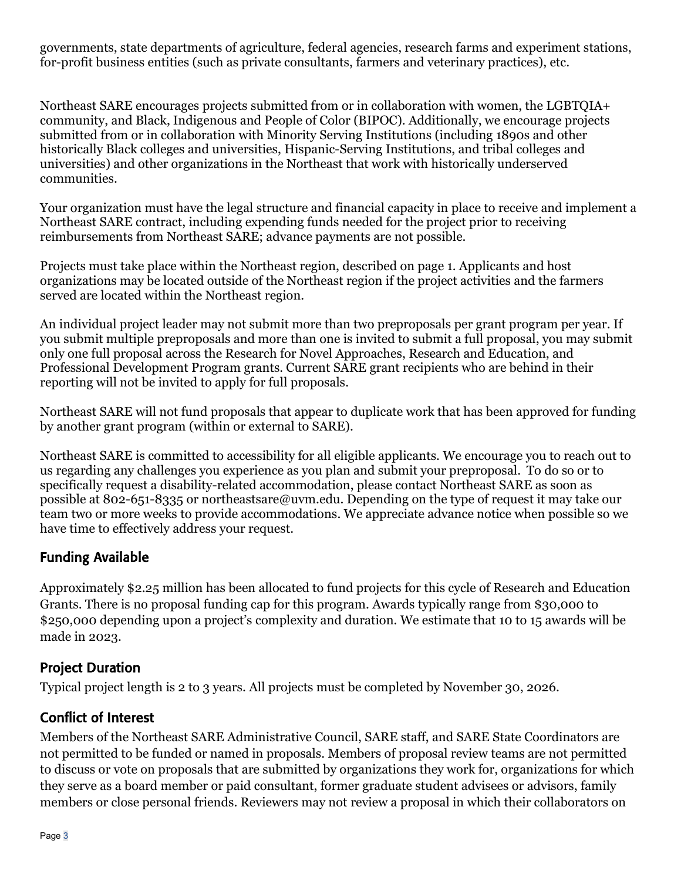governments, state departments of agriculture, federal agencies, research farms and experiment stations, for-profit business entities (such as private consultants, farmers and veterinary practices), etc.

Northeast SARE encourages projects submitted from or in collaboration with women, the LGBTQIA+ community, and Black, Indigenous and People of Color (BIPOC). Additionally, we encourage projects submitted from or in collaboration with Minority Serving Institutions (including 1890s and other historically Black colleges and universities, Hispanic-Serving Institutions, and tribal colleges and universities) and other organizations in the Northeast that work with historically underserved communities.

Your organization must have the legal structure and financial capacity in place to receive and implement a Northeast SARE contract, including expending funds needed for the project prior to receiving reimbursements from Northeast SARE; advance payments are not possible.

Projects must take place within the Northeast region, described on page 1. Applicants and host organizations may be located outside of the Northeast region if the project activities and the farmers served are located within the Northeast region.

An individual project leader may not submit more than two preproposals per grant program per year. If you submit multiple preproposals and more than one is invited to submit a full proposal, you may submit only one full proposal across the Research for Novel Approaches, Research and Education, and Professional Development Program grants. Current SARE grant recipients who are behind in their reporting will not be invited to apply for full proposals.

Northeast SARE will not fund proposals that appear to duplicate work that has been approved for funding by another grant program (within or external to SARE).

Northeast SARE is committed to accessibility for all eligible applicants. We encourage you to reach out to us regarding any challenges you experience as you plan and submit your preproposal. To do so or to specifically request a disability-related accommodation, please contact Northeast SARE as soon as possible at 802-651-8335 or northeastsare@uvm.edu. Depending on the type of request it may take our team two or more weeks to provide accommodations. We appreciate advance notice when possible so we have time to effectively address your request.

## Funding Available

Approximately $2.25 million has been allocated to fund projects for this cycle of Research and Education Grants. There is no proposal funding cap for this program. Awards typically range from $30,000 to $250,000 depending upon a project's complexity and duration. We estimate that 10 to 15 awards will be made in 2023.

## Project Duration

Typical project length is 2 to 3 years. All projects must be completed by November 30, 2026.

## Conflict of Interest

Members of the Northeast SARE Administrative Council, SARE staff, and SARE State Coordinators are not permitted to be funded or named in proposals. Members of proposal review teams are not permitted to discuss or vote on proposals that are submitted by organizations they work for, organizations for which they serve as a board member or paid consultant, former graduate student advisees or advisors, family members or close personal friends. Reviewers may not review a proposal in which their collaborators on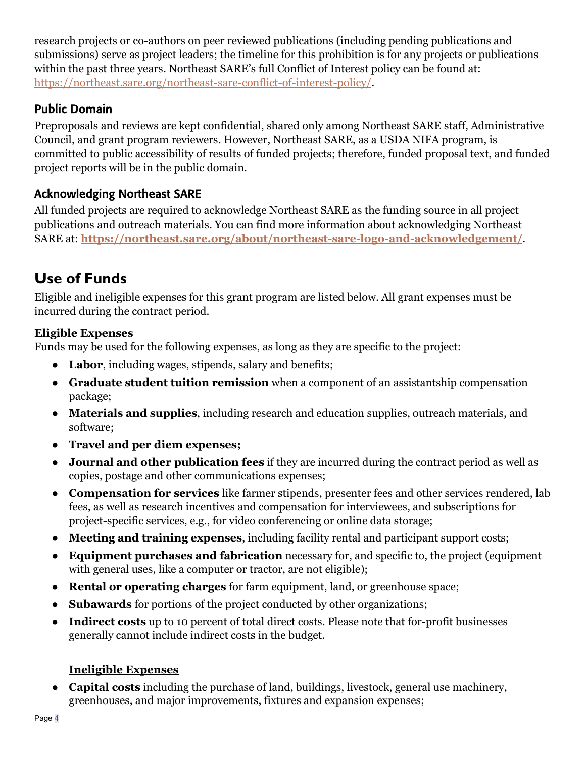research projects or co-authors on peer reviewed publications (including pending publications and submissions) serve as project leaders; the timeline for this prohibition is for any projects or publications within the past three years. Northeast SARE's full Conflict of Interest policy can be found at: https://northeast.sare.org/northeast-sare-conflict-of-interest-policy/.

### Public Domain

Preproposals and reviews are kept confidential, shared only among Northeast SARE staff, Administrative Council, and grant program reviewers. However, Northeast SARE, as a USDA NIFA program, is committed to public accessibility of results of funded projects; therefore, funded proposal text, and funded project reports will be in the public domain.

### Acknowledging Northeast SARE

All funded projects are required to acknowledge Northeast SARE as the funding source in all project publications and outreach materials. You can find more information about acknowledging Northeast SARE at: **https://northeast.sare.org/about/northeast-sare-logo-and-acknowledgement/**.

## Use of Funds

Eligible and ineligible expenses for this grant program are listed below. All grant expenses must be incurred during the contract period.

**Eligible Expenses**

Funds may be used for the following expenses, as long as they are specific to the project:

- **Labor**, including wages, stipends, salary and benefits;
- **Graduate student tuition remission** when a component of an assistantship compensation package;
- **Materials and supplies**, including research and education supplies, outreach materials, and software;
- **Travel and per diem expenses;**
- **Journal and other publication fees** if they are incurred during the contract period as well as copies, postage and other communications expenses;
- **Compensation for services** like farmer stipends, presenter fees and other services rendered, lab fees, as well as research incentives and compensation for interviewees, and subscriptions for project-specific services, e.g., for video conferencing or online data storage;
- **Meeting and training expenses**, including facility rental and participant support costs;
- **Equipment purchases and fabrication** necessary for, and specific to, the project (equipment with general uses, like a computer or tractor, are not eligible);
- **Rental or operating charges** for farm equipment, land, or greenhouse space;
- **Subawards** for portions of the project conducted by other organizations;
- **Indirect costs** up to 10 percent of total direct costs. Please note that for-profit businesses generally cannot include indirect costs in the budget.

**Ineligible Expenses**

- **Capital costs** including the purchase of land, buildings, livestock, general use machinery, greenhouses, and major improvements, fixtures and expansion expenses;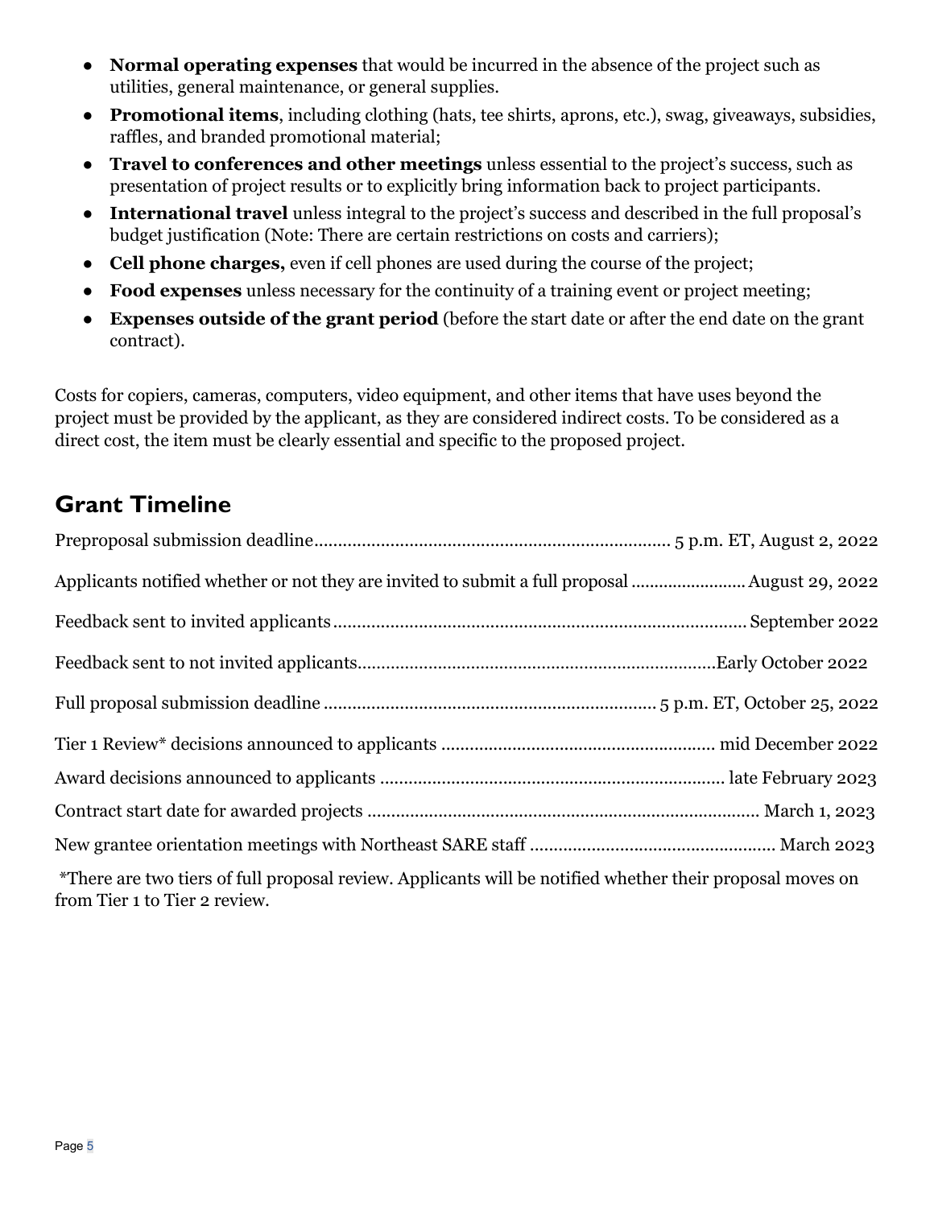- **Normal operating expenses** that would be incurred in the absence of the project such as utilities, general maintenance, or general supplies.
- **Promotional items**, including clothing (hats, tee shirts, aprons, etc.), swag, giveaways, subsidies, raffles, and branded promotional material;
- **Travel to conferences and other meetings** unless essential to the project's success, such as presentation of project results or to explicitly bring information back to project participants.
- **International travel** unless integral to the project's success and described in the full proposal's budget justification (Note: There are certain restrictions on costs and carriers);
- **Cell phone charges,** even if cell phones are used during the course of the project;
- **Food expenses** unless necessary for the continuity of a training event or project meeting;
- **Expenses outside of the grant period** (before the start date or after the end date on the grant contract).

Costs for copiers, cameras, computers, video equipment, and other items that have uses beyond the project must be provided by the applicant, as they are considered indirect costs. To be considered as a direct cost, the item must be clearly essential and specific to the proposed project.

## Grant Timeline

Preproposal submission deadline.......................................................................... 5 p.m. ET, August 2, 2022

Applicants notified whether or not they are invited to submit a full proposal ........................ August 29, 2022

Feedback sent to invited applicants...................................................................................... September 2022

Feedback sent to not invited applicants..........................................................................Early October 2022

Full proposal submission deadline ..................................................................... 5 p.m. ET, October 25, 2022

Tier 1 Review* decisions announced to applicants ......................................................... mid December 2022

Award decisions announced to applicants ....................................................................... late February 2023

Contract start date for awarded projects .................................................................................. March 1, 2023

New grantee orientation meetings with Northeast SARE staff ................................................... March 2023

*There are two tiers of full proposal review. Applicants will be notified whether their proposal moves on from Tier 1 to Tier 2 review.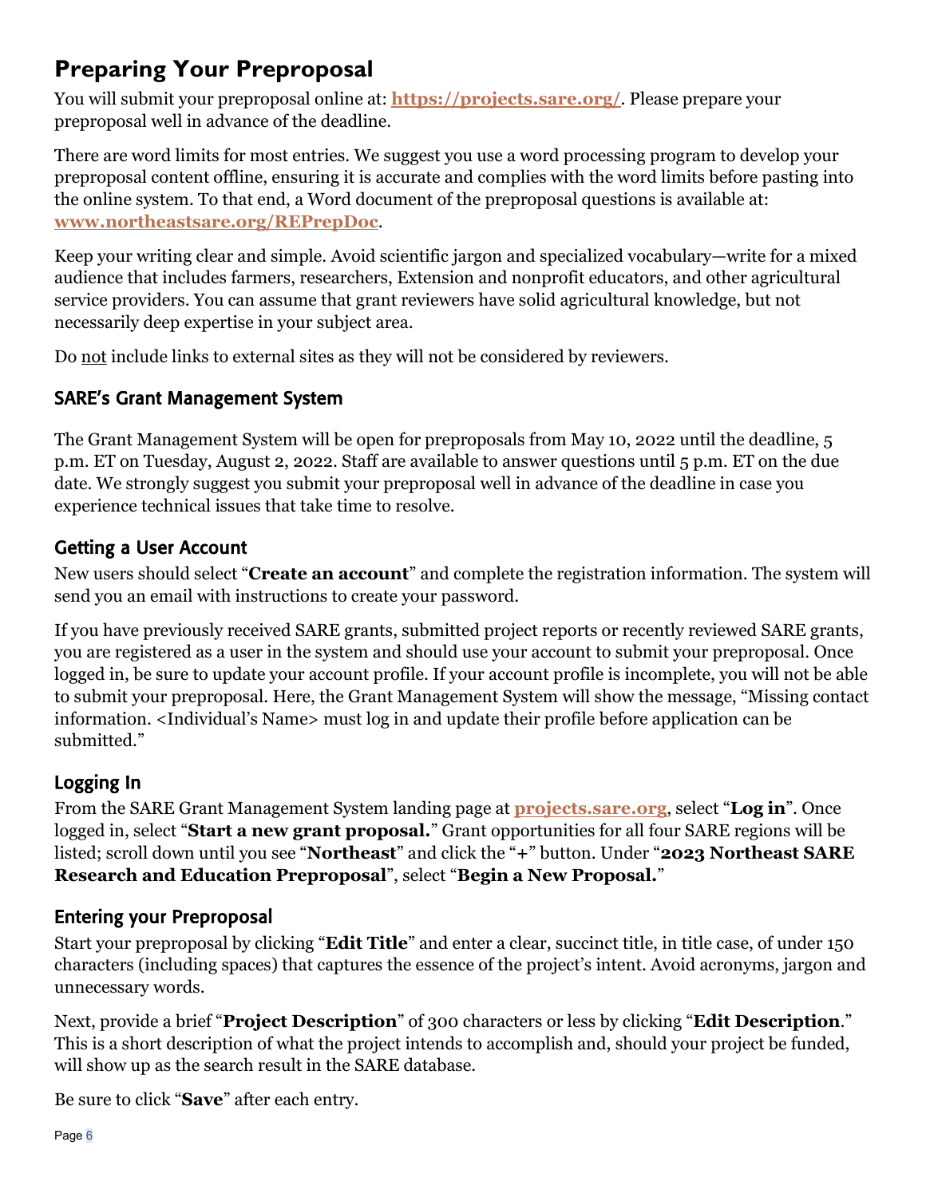# Preparing Your Preproposal

You will submit your preproposal online at: **https://projects.sare.org/**. Please prepare your preproposal well in advance of the deadline.

There are word limits for most entries. We suggest you use a word processing program to develop your preproposal content offline, ensuring it is accurate and complies with the word limits before pasting into the online system. To that end, a Word document of the preproposal questions is available at: **www.northeastsare.org/REPrepDoc**.

Keep your writing clear and simple. Avoid scientific jargon and specialized vocabulary—write for a mixed audience that includes farmers, researchers, Extension and nonprofit educators, and other agricultural service providers. You can assume that grant reviewers have solid agricultural knowledge, but not necessarily deep expertise in your subject area.

Do not include links to external sites as they will not be considered by reviewers.

## SARE's Grant Management System

The Grant Management System will be open for preproposals from May 10, 2022 until the deadline, 5 p.m. ET on Tuesday, August 2, 2022. Staff are available to answer questions until 5 p.m. ET on the due date. We strongly suggest you submit your preproposal well in advance of the deadline in case you experience technical issues that take time to resolve.

### Getting a User Account

New users should select "**Create an account**" and complete the registration information. The system will send you an email with instructions to create your password.

If you have previously received SARE grants, submitted project reports or recently reviewed SARE grants, you are registered as a user in the system and should use your account to submit your preproposal. Once logged in, be sure to update your account profile. If your account profile is incomplete, you will not be able to submit your preproposal. Here, the Grant Management System will show the message, "Missing contact information. <Individual's Name> must log in and update their profile before application can be submitted."

### Logging In

From the SARE Grant Management System landing page at **projects.sare.org**, select "**Log in**". Once logged in, select "**Start a new grant proposal.**" Grant opportunities for all four SARE regions will be listed; scroll down until you see "**Northeast**" and click the "**+**" button. Under "**2023 Northeast SARE Research and Education Preproposal**", select "**Begin a New Proposal.**"

### Entering your Preproposal

Start your preproposal by clicking "**Edit Title**" and enter a clear, succinct title, in title case, of under 150 characters (including spaces) that captures the essence of the project's intent. Avoid acronyms, jargon and unnecessary words.

Next, provide a brief "**Project Description**" of 300 characters or less by clicking "**Edit Description**." This is a short description of what the project intends to accomplish and, should your project be funded, will show up as the search result in the SARE database.

Be sure to click "**Save**" after each entry.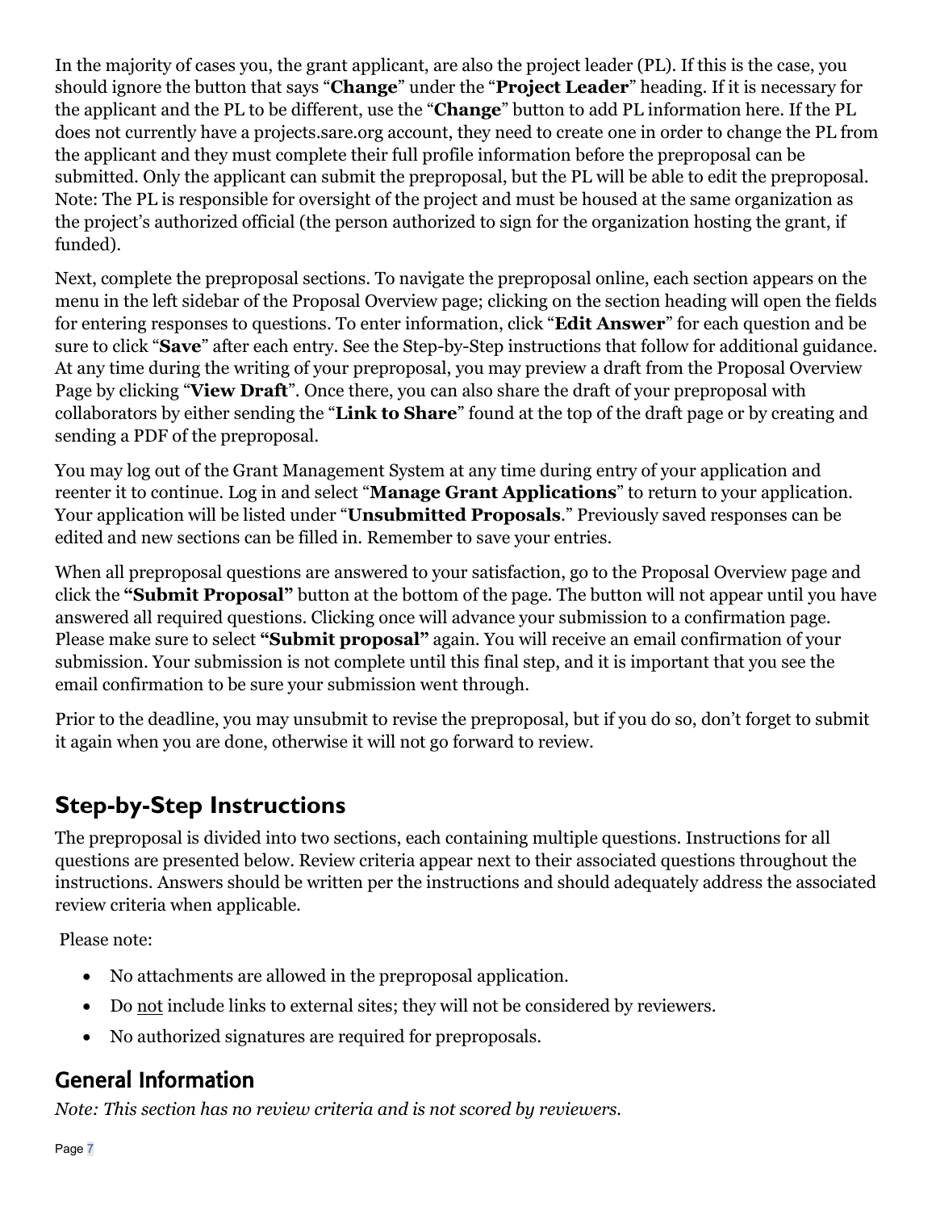In the majority of cases you, the grant applicant, are also the project leader (PL). If this is the case, you should ignore the button that says "**Change**" under the "**Project Leader**" heading. If it is necessary for the applicant and the PL to be different, use the "**Change**" button to add PL information here. If the PL does not currently have a projects.sare.org account, they need to create one in order to change the PL from the applicant and they must complete their full profile information before the preproposal can be submitted. Only the applicant can submit the preproposal, but the PL will be able to edit the preproposal. Note: The PL is responsible for oversight of the project and must be housed at the same organization as the project's authorized official (the person authorized to sign for the organization hosting the grant, if funded).

Next, complete the preproposal sections. To navigate the preproposal online, each section appears on the menu in the left sidebar of the Proposal Overview page; clicking on the section heading will open the fields for entering responses to questions. To enter information, click "**Edit Answer**" for each question and be sure to click "**Save**" after each entry. See the Step-by-Step instructions that follow for additional guidance. At any time during the writing of your preproposal, you may preview a draft from the Proposal Overview Page by clicking "**View Draft**". Once there, you can also share the draft of your preproposal with collaborators by either sending the "**Link to Share**" found at the top of the draft page or by creating and sending a PDF of the preproposal.

You may log out of the Grant Management System at any time during entry of your application and reenter it to continue. Log in and select "**Manage Grant Applications**" to return to your application. Your application will be listed under "**Unsubmitted Proposals**." Previously saved responses can be edited and new sections can be filled in. Remember to save your entries.

When all preproposal questions are answered to your satisfaction, go to the Proposal Overview page and click the **"Submit Proposal"** button at the bottom of the page. The button will not appear until you have answered all required questions. Clicking once will advance your submission to a confirmation page. Please make sure to select **"Submit proposal"** again. You will receive an email confirmation of your submission. Your submission is not complete until this final step, and it is important that you see the email confirmation to be sure your submission went through.

Prior to the deadline, you may unsubmit to revise the preproposal, but if you do so, don't forget to submit it again when you are done, otherwise it will not go forward to review.

## Step-by-Step Instructions

The preproposal is divided into two sections, each containing multiple questions. Instructions for all questions are presented below. Review criteria appear next to their associated questions throughout the instructions. Answers should be written per the instructions and should adequately address the associated review criteria when applicable.

Please note:

- No attachments are allowed in the preproposal application.
- Do <u>not</u> include links to external sites; they will not be considered by reviewers.
- No authorized signatures are required for preproposals.

### General Information

*Note: This section has no review criteria and is not scored by reviewers.*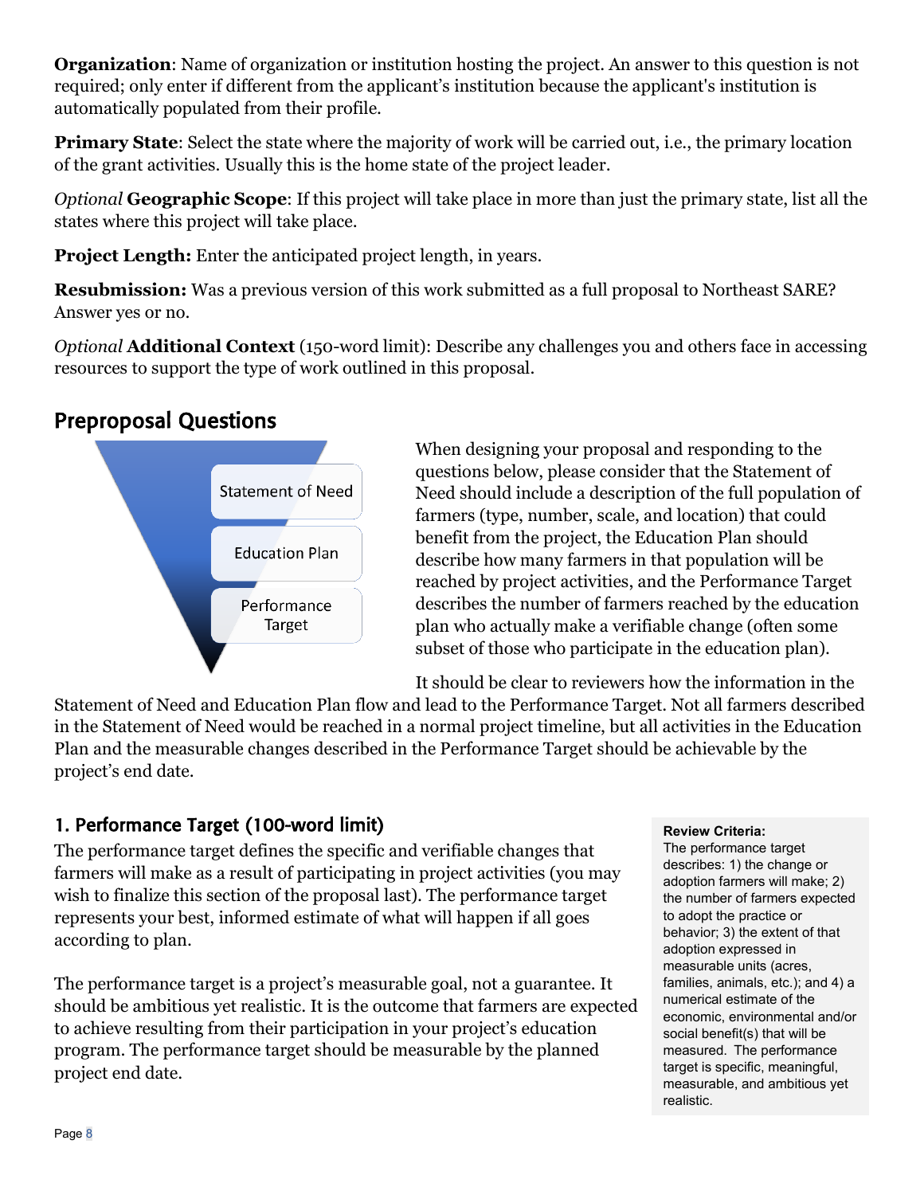**Organization**: Name of organization or institution hosting the project. An answer to this question is not required; only enter if different from the applicant's institution because the applicant's institution is automatically populated from their profile.

**Primary State**: Select the state where the majority of work will be carried out, i.e., the primary location of the grant activities. Usually this is the home state of the project leader.

*Optional* **Geographic Scope**: If this project will take place in more than just the primary state, list all the states where this project will take place.

**Project Length:** Enter the anticipated project length, in years.

**Resubmission:** Was a previous version of this work submitted as a full proposal to Northeast SARE? Answer yes or no.

*Optional* **Additional Context** (150-word limit): Describe any challenges you and others face in accessing resources to support the type of work outlined in this proposal.

## Preproposal Questions

Statement of Need

Education Plan

Performance Target

When designing your proposal and responding to the questions below, please consider that the Statement of Need should include a description of the full population of farmers (type, number, scale, and location) that could benefit from the project, the Education Plan should describe how many farmers in that population will be reached by project activities, and the Performance Target describes the number of farmers reached by the education plan who actually make a verifiable change (often some subset of those who participate in the education plan).

It should be clear to reviewers how the information in the Statement of Need and Education Plan flow and lead to the Performance Target. Not all farmers described in the Statement of Need would be reached in a normal project timeline, but all activities in the Education Plan and the measurable changes described in the Performance Target should be achievable by the project's end date.

### 1. Performance Target (100-word limit)

The performance target defines the specific and verifiable changes that farmers will make as a result of participating in project activities (you may wish to finalize this section of the proposal last). The performance target represents your best, informed estimate of what will happen if all goes according to plan.

The performance target is a project's measurable goal, not a guarantee. It should be ambitious yet realistic. It is the outcome that farmers are expected to achieve resulting from their participation in your project's education program. The performance target should be measurable by the planned project end date.

**Review Criteria:**
The performance target describes: 1) the change or adoption farmers will make; 2) the number of farmers expected to adopt the practice or behavior; 3) the extent of that adoption expressed in measurable units (acres, families, animals, etc.); and 4) a numerical estimate of the economic, environmental and/or social benefit(s) that will be measured. The performance target is specific, meaningful, measurable, and ambitious yet realistic.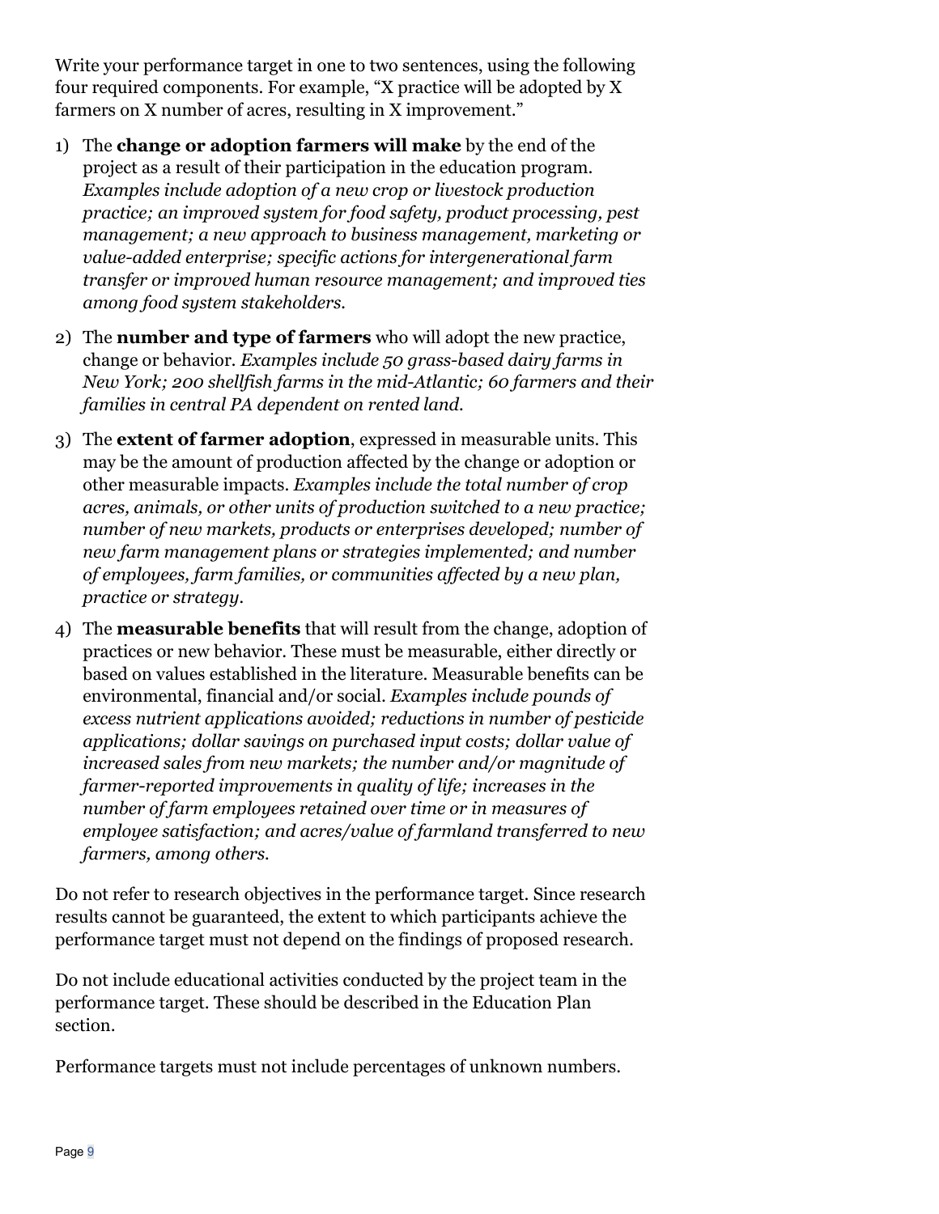Write your performance target in one to two sentences, using the following four required components. For example, "X practice will be adopted by X farmers on X number of acres, resulting in X improvement."

1) The **change or adoption farmers will make** by the end of the project as a result of their participation in the education program. *Examples include adoption of a new crop or livestock production practice; an improved system for food safety, product processing, pest management; a new approach to business management, marketing or value-added enterprise; specific actions for intergenerational farm transfer or improved human resource management; and improved ties among food system stakeholders.*
2) The **number and type of farmers** who will adopt the new practice, change or behavior. *Examples include 50 grass-based dairy farms in New York; 200 shellfish farms in the mid-Atlantic; 60 farmers and their families in central PA dependent on rented land.*
3) The **extent of farmer adoption**, expressed in measurable units. This may be the amount of production affected by the change or adoption or other measurable impacts. *Examples include the total number of crop acres, animals, or other units of production switched to a new practice; number of new markets, products or enterprises developed; number of new farm management plans or strategies implemented; and number of employees, farm families, or communities affected by a new plan, practice or strategy.*
4) The **measurable benefits** that will result from the change, adoption of practices or new behavior. These must be measurable, either directly or based on values established in the literature. Measurable benefits can be environmental, financial and/or social. *Examples include pounds of excess nutrient applications avoided; reductions in number of pesticide applications; dollar savings on purchased input costs; dollar value of increased sales from new markets; the number and/or magnitude of farmer-reported improvements in quality of life; increases in the number of farm employees retained over time or in measures of employee satisfaction; and acres/value of farmland transferred to new farmers, among others.*

Do not refer to research objectives in the performance target. Since research results cannot be guaranteed, the extent to which participants achieve the performance target must not depend on the findings of proposed research.

Do not include educational activities conducted by the project team in the performance target. These should be described in the Education Plan section.

Performance targets must not include percentages of unknown numbers.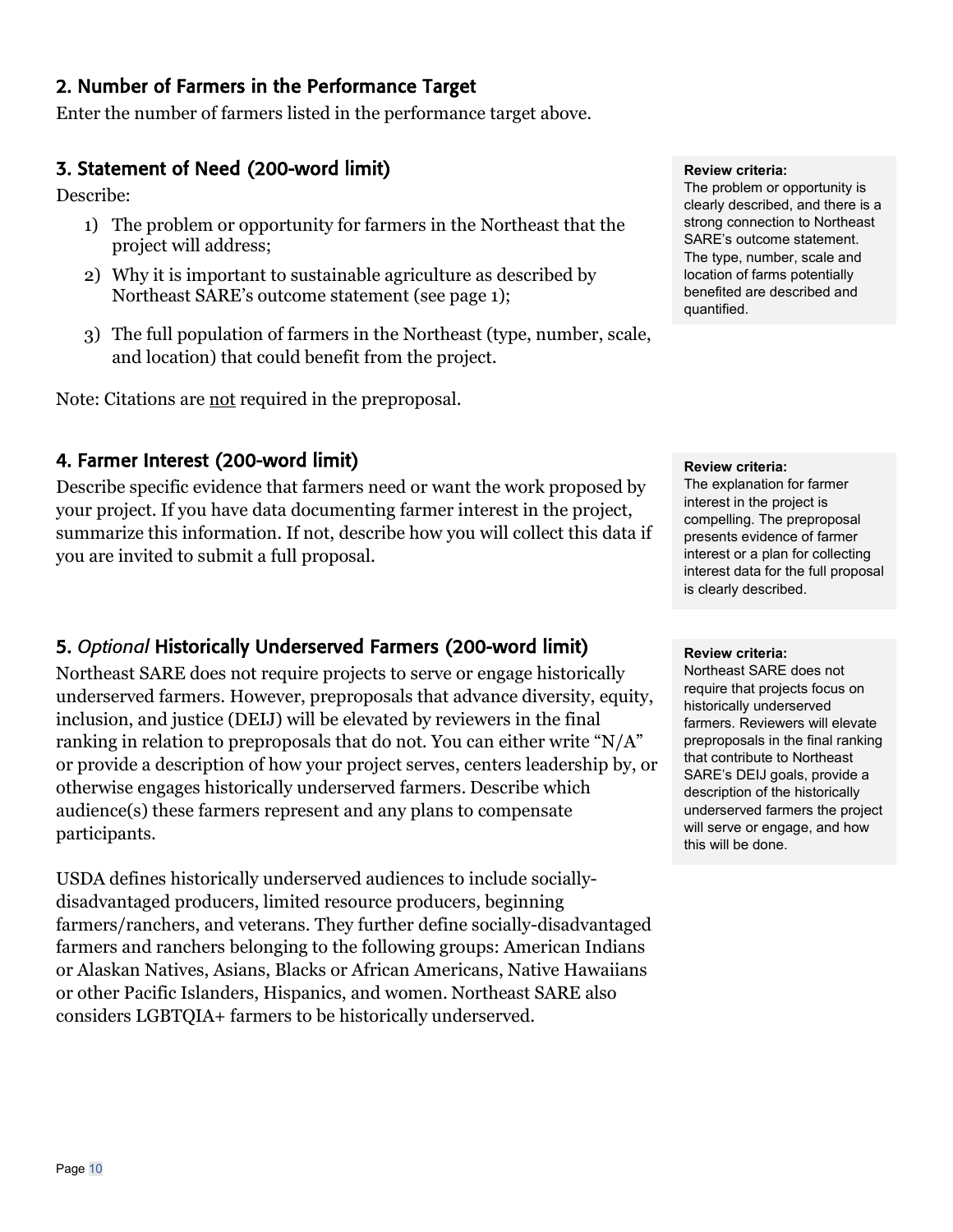## 2. Number of Farmers in the Performance Target

Enter the number of farmers listed in the performance target above.

## 3. Statement of Need (200-word limit)

Describe:

1) The problem or opportunity for farmers in the Northeast that the project will address;
2) Why it is important to sustainable agriculture as described by Northeast SARE's outcome statement (see page 1);
3) The full population of farmers in the Northeast (type, number, scale, and location) that could benefit from the project.

Note: Citations are <u>not</u> required in the preproposal.

**Review criteria:**
The problem or opportunity is clearly described, and there is a strong connection to Northeast SARE's outcome statement. The type, number, scale and location of farms potentially benefited are described and quantified.

## 4. Farmer Interest (200-word limit)

Describe specific evidence that farmers need or want the work proposed by your project. If you have data documenting farmer interest in the project, summarize this information. If not, describe how you will collect this data if you are invited to submit a full proposal.

**Review criteria:**
The explanation for farmer interest in the project is compelling. The preproposal presents evidence of farmer interest or a plan for collecting interest data for the full proposal is clearly described.

## 5. *Optional* Historically Underserved Farmers (200-word limit)

Northeast SARE does not require projects to serve or engage historically underserved farmers. However, preproposals that advance diversity, equity, inclusion, and justice (DEIJ) will be elevated by reviewers in the final ranking in relation to preproposals that do not. You can either write "N/A" or provide a description of how your project serves, centers leadership by, or otherwise engages historically underserved farmers. Describe which audience(s) these farmers represent and any plans to compensate participants.

USDA defines historically underserved audiences to include socially-disadvantaged producers, limited resource producers, beginning farmers/ranchers, and veterans. They further define socially-disadvantaged farmers and ranchers belonging to the following groups: American Indians or Alaskan Natives, Asians, Blacks or African Americans, Native Hawaiians or other Pacific Islanders, Hispanics, and women. Northeast SARE also considers LGBTQIA+ farmers to be historically underserved.

**Review criteria:**
Northeast SARE does not require that projects focus on historically underserved farmers. Reviewers will elevate preproposals in the final ranking that contribute to Northeast SARE's DEIJ goals, provide a description of the historically underserved farmers the project will serve or engage, and how this will be done.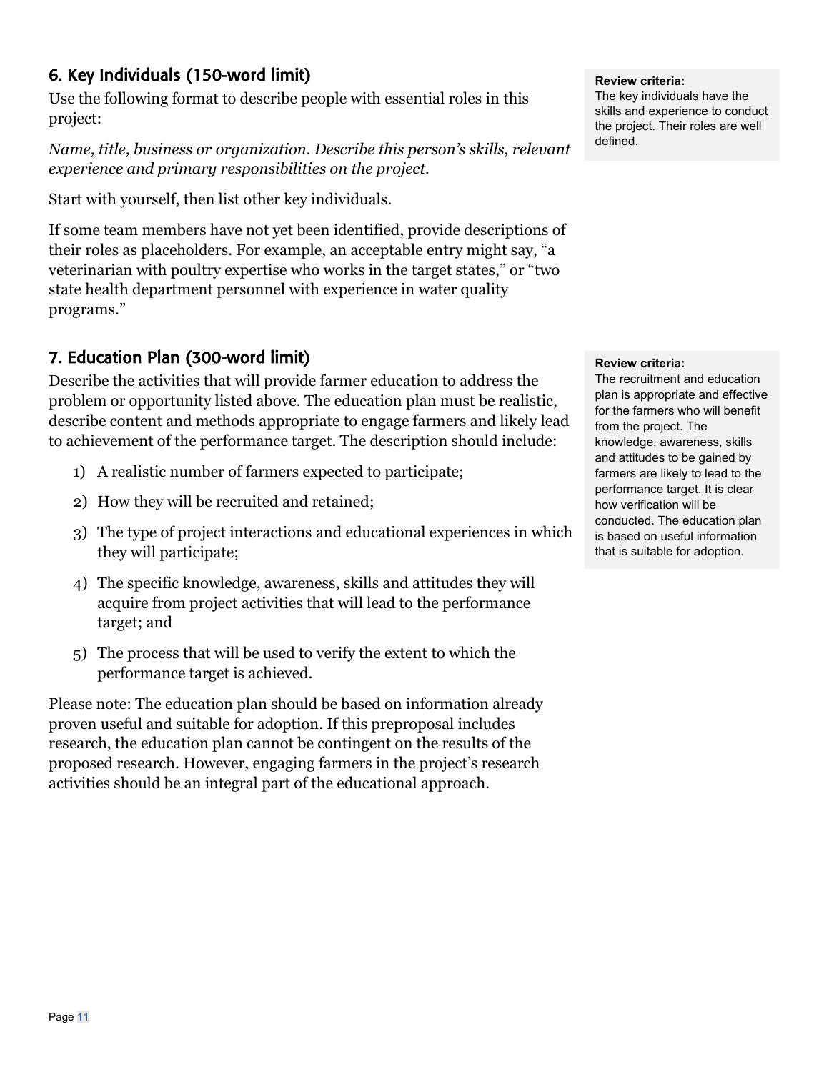## 6. Key Individuals (150-word limit)

Use the following format to describe people with essential roles in this project:

*Name, title, business or organization. Describe this person's skills, relevant experience and primary responsibilities on the project.*

Start with yourself, then list other key individuals.

If some team members have not yet been identified, provide descriptions of their roles as placeholders. For example, an acceptable entry might say, "a veterinarian with poultry expertise who works in the target states," or "two state health department personnel with experience in water quality programs."

**Review criteria:**
The key individuals have the skills and experience to conduct the project. Their roles are well defined.

## 7. Education Plan (300-word limit)

Describe the activities that will provide farmer education to address the problem or opportunity listed above. The education plan must be realistic, describe content and methods appropriate to engage farmers and likely lead to achievement of the performance target. The description should include:

1) A realistic number of farmers expected to participate;
2) How they will be recruited and retained;
3) The type of project interactions and educational experiences in which they will participate;
4) The specific knowledge, awareness, skills and attitudes they will acquire from project activities that will lead to the performance target; and
5) The process that will be used to verify the extent to which the performance target is achieved.

Please note: The education plan should be based on information already proven useful and suitable for adoption. If this preproposal includes research, the education plan cannot be contingent on the results of the proposed research. However, engaging farmers in the project's research activities should be an integral part of the educational approach.

**Review criteria:**
The recruitment and education plan is appropriate and effective for the farmers who will benefit from the project. The knowledge, awareness, skills and attitudes to be gained by farmers are likely to lead to the performance target. It is clear how verification will be conducted. The education plan is based on useful information that is suitable for adoption.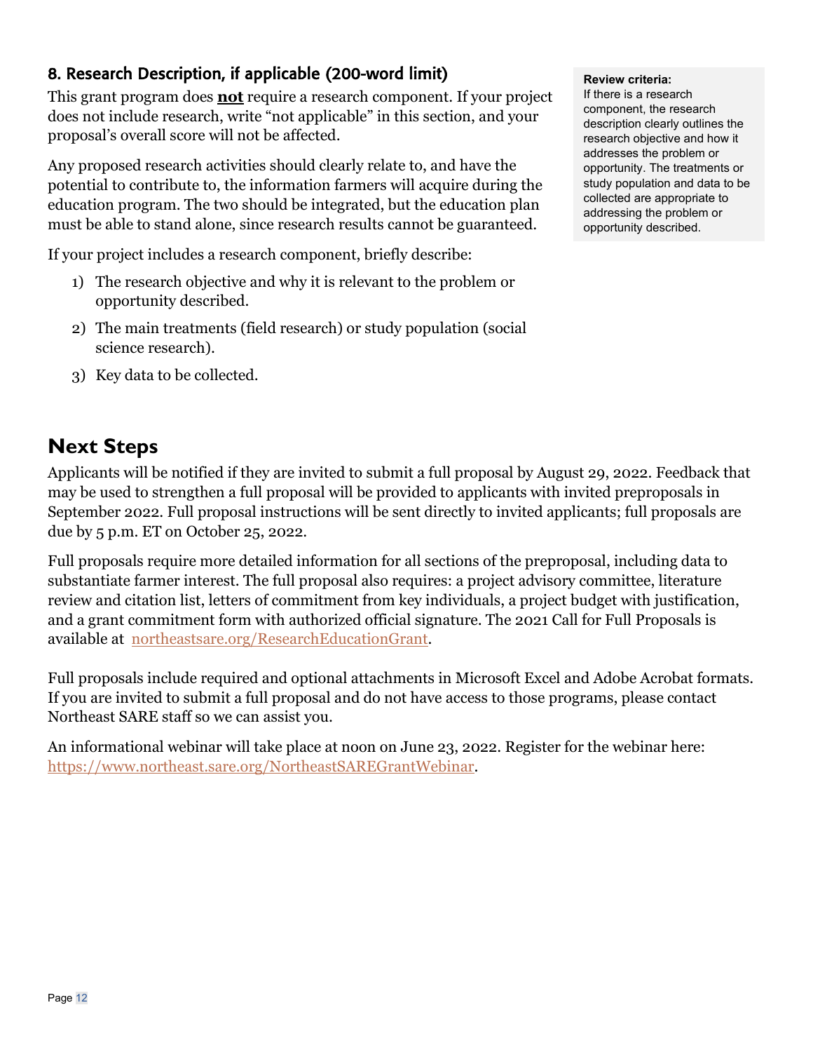### 8. Research Description, if applicable (200-word limit)

This grant program does **not** require a research component. If your project does not include research, write "not applicable" in this section, and your proposal's overall score will not be affected.

Any proposed research activities should clearly relate to, and have the potential to contribute to, the information farmers will acquire during the education program. The two should be integrated, but the education plan must be able to stand alone, since research results cannot be guaranteed.

If your project includes a research component, briefly describe:

1) The research objective and why it is relevant to the problem or opportunity described.
2) The main treatments (field research) or study population (social science research).
3) Key data to be collected.

**Review criteria:**
If there is a research component, the research description clearly outlines the research objective and how it addresses the problem or opportunity. The treatments or study population and data to be collected are appropriate to addressing the problem or opportunity described.

## Next Steps

Applicants will be notified if they are invited to submit a full proposal by August 29, 2022. Feedback that may be used to strengthen a full proposal will be provided to applicants with invited preproposals in September 2022. Full proposal instructions will be sent directly to invited applicants; full proposals are due by 5 p.m. ET on October 25, 2022.

Full proposals require more detailed information for all sections of the preproposal, including data to substantiate farmer interest. The full proposal also requires: a project advisory committee, literature review and citation list, letters of commitment from key individuals, a project budget with justification, and a grant commitment form with authorized official signature. The 2021 Call for Full Proposals is available at northeastsare.org/ResearchEducationGrant.

Full proposals include required and optional attachments in Microsoft Excel and Adobe Acrobat formats. If you are invited to submit a full proposal and do not have access to those programs, please contact Northeast SARE staff so we can assist you.

An informational webinar will take place at noon on June 23, 2022. Register for the webinar here: https://www.northeast.sare.org/NortheastSAREGrantWebinar.